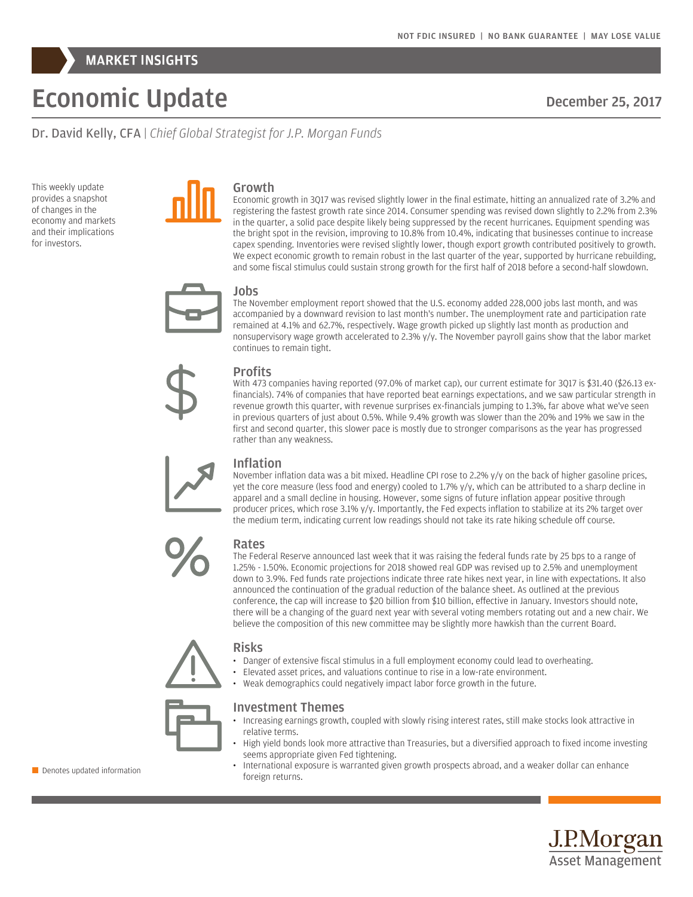NOT FDIC INSURED | NO BANK GUARANTEE | MAY LOSE VALUE

MARKET INSIGHTS

# Economic Update

December 25, 2017

Dr. David Kelly, CFA | *Chief Global Strategist for J.P. Morgan Funds*

This weekly update provides a snapshot of changes in the economy and markets and their implications for investors.

## Growth

Economic growth in 3Q17 was revised slightly lower in the final estimate, hitting an annualized rate of 3.2% and registering the fastest growth rate since 2014. Consumer spending was revised down slightly to 2.2% from 2.3% in the quarter, a solid pace despite likely being suppressed by the recent hurricanes. Equipment spending was the bright spot in the revision, improving to 10.8% from 10.4%, indicating that businesses continue to increase capex spending. Inventories were revised slightly lower, though export growth contributed positively to growth. We expect economic growth to remain robust in the last quarter of the year, supported by hurricane rebuilding, and some fiscal stimulus could sustain strong growth for the first half of 2018 before a second-half slowdown.

## Jobs

The November employment report showed that the U.S. economy added 228,000 jobs last month, and was accompanied by a downward revision to last month's number. The unemployment rate and participation rate remained at 4.1% and 62.7%, respectively. Wage growth picked up slightly last month as production and nonsupervisory wage growth accelerated to 2.3% y/y. The November payroll gains show that the labor market continues to remain tight.

## Profits

With 473 companies having reported (97.0% of market cap), our current estimate for 3Q17 is $31.40 ($26.13 ex-financials). 74% of companies that have reported beat earnings expectations, and we saw particular strength in revenue growth this quarter, with revenue surprises ex-financials jumping to 1.3%, far above what we've seen in previous quarters of just about 0.5%. While 9.4% growth was slower than the 20% and 19% we saw in the first and second quarter, this slower pace is mostly due to stronger comparisons as the year has progressed rather than any weakness.

## Inflation

November inflation data was a bit mixed. Headline CPI rose to 2.2% y/y on the back of higher gasoline prices, yet the core measure (less food and energy) cooled to 1.7% y/y, which can be attributed to a sharp decline in apparel and a small decline in housing. However, some signs of future inflation appear positive through producer prices, which rose 3.1% y/y. Importantly, the Fed expects inflation to stabilize at its 2% target over the medium term, indicating current low readings should not take its rate hiking schedule off course.

## Rates

The Federal Reserve announced last week that it was raising the federal funds rate by 25 bps to a range of 1.25% - 1.50%. Economic projections for 2018 showed real GDP was revised up to 2.5% and unemployment down to 3.9%. Fed funds rate projections indicate three rate hikes next year, in line with expectations. It also announced the continuation of the gradual reduction of the balance sheet. As outlined at the previous conference, the cap will increase to $20 billion from $10 billion, effective in January. Investors should note, there will be a changing of the guard next year with several voting members rotating out and a new chair. We believe the composition of this new committee may be slightly more hawkish than the current Board.

## Risks

- Danger of extensive fiscal stimulus in a full employment economy could lead to overheating.
- Elevated asset prices, and valuations continue to rise in a low-rate environment.
- Weak demographics could negatively impact labor force growth in the future.

## Investment Themes

- Increasing earnings growth, coupled with slowly rising interest rates, still make stocks look attractive in relative terms.
- High yield bonds look more attractive than Treasuries, but a diversified approach to fixed income investing seems appropriate given Fed tightening.
- International exposure is warranted given growth prospects abroad, and a weaker dollar can enhance foreign returns.

Denotes updated information

J.P.Morgan Asset Management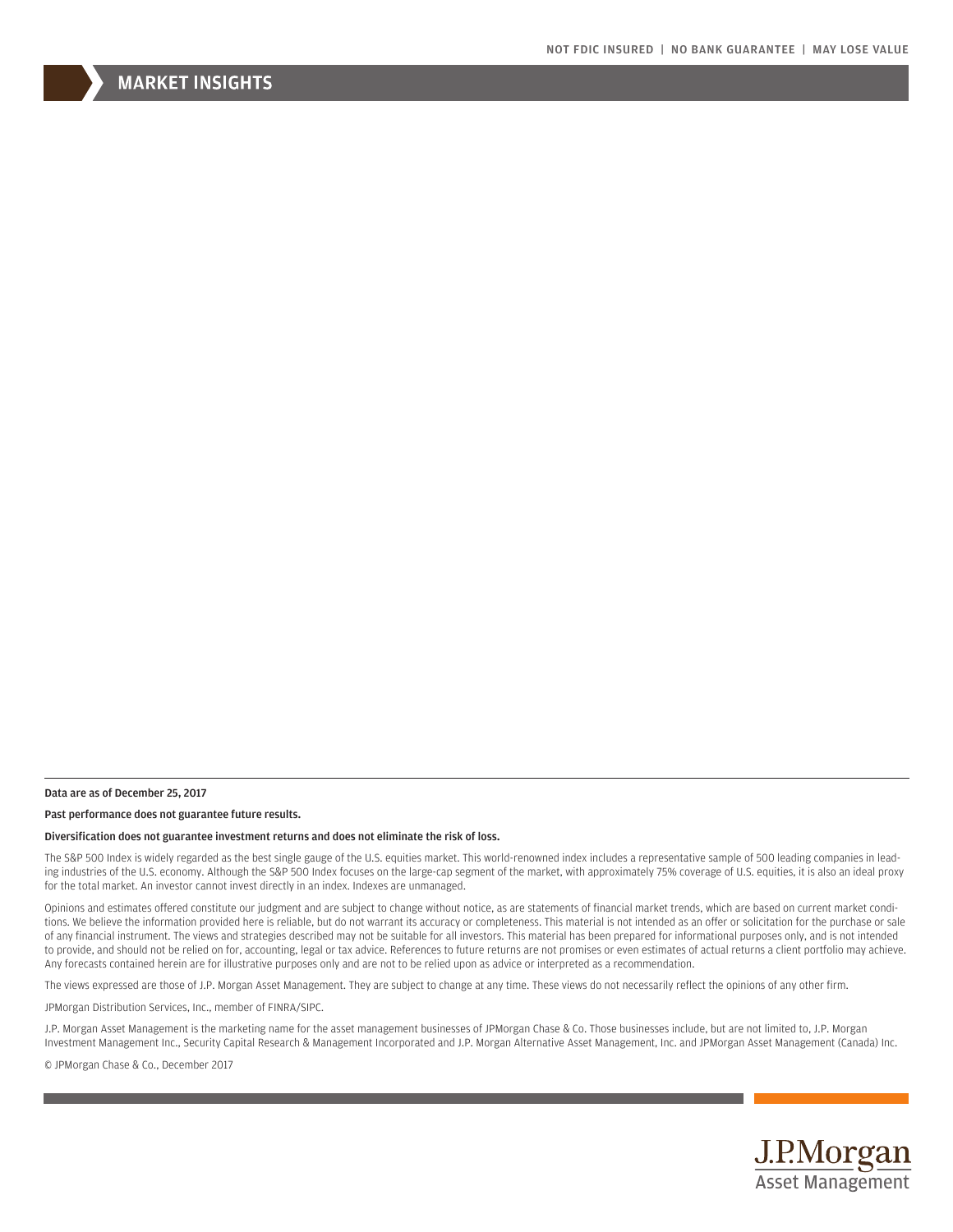**Data are as of December 25, 2017**

**Past performance does not guarantee future results.**

**Diversification does not guarantee investment returns and does not eliminate the risk of loss.**

The S&P 500 Index is widely regarded as the best single gauge of the U.S. equities market. This world-renowned index includes a representative sample of 500 leading companies in leading industries of the U.S. economy. Although the S&P 500 Index focuses on the large-cap segment of the market, with approximately 75% coverage of U.S. equities, it is also an ideal proxy for the total market. An investor cannot invest directly in an index. Indexes are unmanaged.

Opinions and estimates offered constitute our judgment and are subject to change without notice, as are statements of financial market trends, which are based on current market conditions. We believe the information provided here is reliable, but do not warrant its accuracy or completeness. This material is not intended as an offer or solicitation for the purchase or sale of any financial instrument. The views and strategies described may not be suitable for all investors. This material has been prepared for informational purposes only, and is not intended to provide, and should not be relied on for, accounting, legal or tax advice. References to future returns are not promises or even estimates of actual returns a client portfolio may achieve. Any forecasts contained herein are for illustrative purposes only and are not to be relied upon as advice or interpreted as a recommendation.

The views expressed are those of J.P. Morgan Asset Management. They are subject to change at any time. These views do not necessarily reflect the opinions of any other firm.

JPMorgan Distribution Services, Inc., member of FINRA/SIPC.

J.P. Morgan Asset Management is the marketing name for the asset management businesses of JPMorgan Chase & Co. Those businesses include, but are not limited to, J.P. Morgan Investment Management Inc., Security Capital Research & Management Incorporated and J.P. Morgan Alternative Asset Management, Inc. and JPMorgan Asset Management (Canada) Inc.

© JPMorgan Chase & Co., December 2017

J.P.Morgan
Asset Management